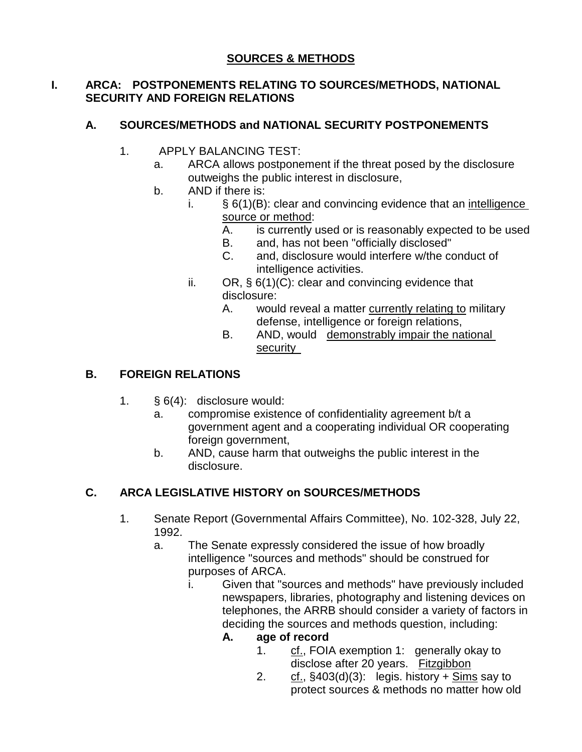# SOURCES & METHODS

## I. ARCA: POSTPONEMENTS RELATING TO SOURCES/METHODS, NATIONAL SECURITY AND FOREIGN RELATIONS

### A. SOURCES/METHODS and NATIONAL SECURITY POSTPONEMENTS

1. APPLY BALANCING TEST:
   a. ARCA allows postponement if the threat posed by the disclosure outweighs the public interest in disclosure,
   b. AND if there is:
      i. § 6(1)(B): clear and convincing evidence that an <u>intelligence source or method</u>:
         A. is currently used or is reasonably expected to be used
         B. and, has not been "officially disclosed"
         C. and, disclosure would interfere w/the conduct of intelligence activities.
      ii. OR, § 6(1)(C): clear and convincing evidence that disclosure:
         A. would reveal a matter <u>currently relating to</u> military defense, intelligence or foreign relations,
         B. AND, would <u>demonstrably impair the national security</u>

### B. FOREIGN RELATIONS

1. § 6(4): disclosure would:
   a. compromise existence of confidentiality agreement b/t a government agent and a cooperating individual OR cooperating foreign government,
   b. AND, cause harm that outweighs the public interest in the disclosure.

### C. ARCA LEGISLATIVE HISTORY on SOURCES/METHODS

1. Senate Report (Governmental Affairs Committee), No. 102-328, July 22, 1992.
   a. The Senate expressly considered the issue of how broadly intelligence "sources and methods" should be construed for purposes of ARCA.
      i. Given that "sources and methods" have previously included newspapers, libraries, photography and listening devices on telephones, the ARRB should consider a variety of factors in deciding the sources and methods question, including:
         **A. age of record**
            1. <u>cf.</u>, FOIA exemption 1: generally okay to disclose after 20 years. <u>Fitzgibbon</u>
            2. <u>cf.</u>, §403(d)(3): legis. history + <u>Sims</u> say to protect sources & methods no matter how old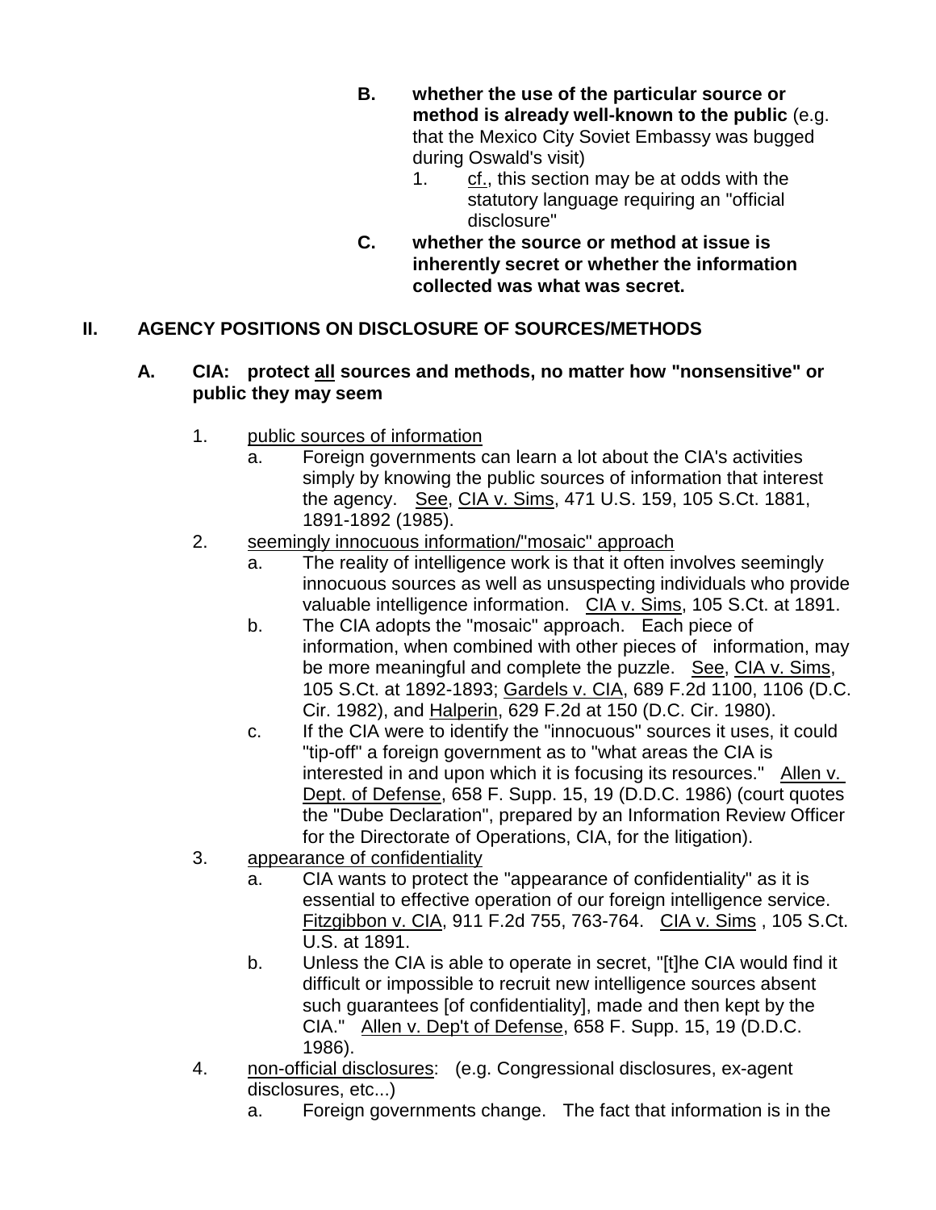B. **whether the use of the particular source or method is already well-known to the public** (e.g. that the Mexico City Soviet Embassy was bugged during Oswald's visit)
   1. cf., this section may be at odds with the statutory language requiring an "official disclosure"

C. **whether the source or method at issue is inherently secret or whether the information collected was what was secret.**

## II. AGENCY POSITIONS ON DISCLOSURE OF SOURCES/METHODS

### A. CIA: protect all sources and methods, no matter how "nonsensitive" or public they may seem

1. public sources of information
   a. Foreign governments can learn a lot about the CIA's activities simply by knowing the public sources of information that interest the agency. See, CIA v. Sims, 471 U.S. 159, 105 S.Ct. 1881, 1891-1892 (1985).
2. seemingly innocuous information/"mosaic" approach
   a. The reality of intelligence work is that it often involves seemingly innocuous sources as well as unsuspecting individuals who provide valuable intelligence information. CIA v. Sims, 105 S.Ct. at 1891.
   b. The CIA adopts the "mosaic" approach. Each piece of information, when combined with other pieces of information, may be more meaningful and complete the puzzle. See, CIA v. Sims, 105 S.Ct. at 1892-1893; Gardels v. CIA, 689 F.2d 1100, 1106 (D.C. Cir. 1982), and Halperin, 629 F.2d at 150 (D.C. Cir. 1980).
   c. If the CIA were to identify the "innocuous" sources it uses, it could "tip-off" a foreign government as to "what areas the CIA is interested in and upon which it is focusing its resources." Allen v. Dept. of Defense, 658 F. Supp. 15, 19 (D.D.C. 1986) (court quotes the "Dube Declaration", prepared by an Information Review Officer for the Directorate of Operations, CIA, for the litigation).
3. appearance of confidentiality
   a. CIA wants to protect the "appearance of confidentiality" as it is essential to effective operation of our foreign intelligence service. Fitzgibbon v. CIA, 911 F.2d 755, 763-764. CIA v. Sims , 105 S.Ct. U.S. at 1891.
   b. Unless the CIA is able to operate in secret, "[t]he CIA would find it difficult or impossible to recruit new intelligence sources absent such guarantees [of confidentiality], made and then kept by the CIA." Allen v. Dep't of Defense, 658 F. Supp. 15, 19 (D.D.C. 1986).
4. non-official disclosures: (e.g. Congressional disclosures, ex-agent disclosures, etc...)
   a. Foreign governments change. The fact that information is in the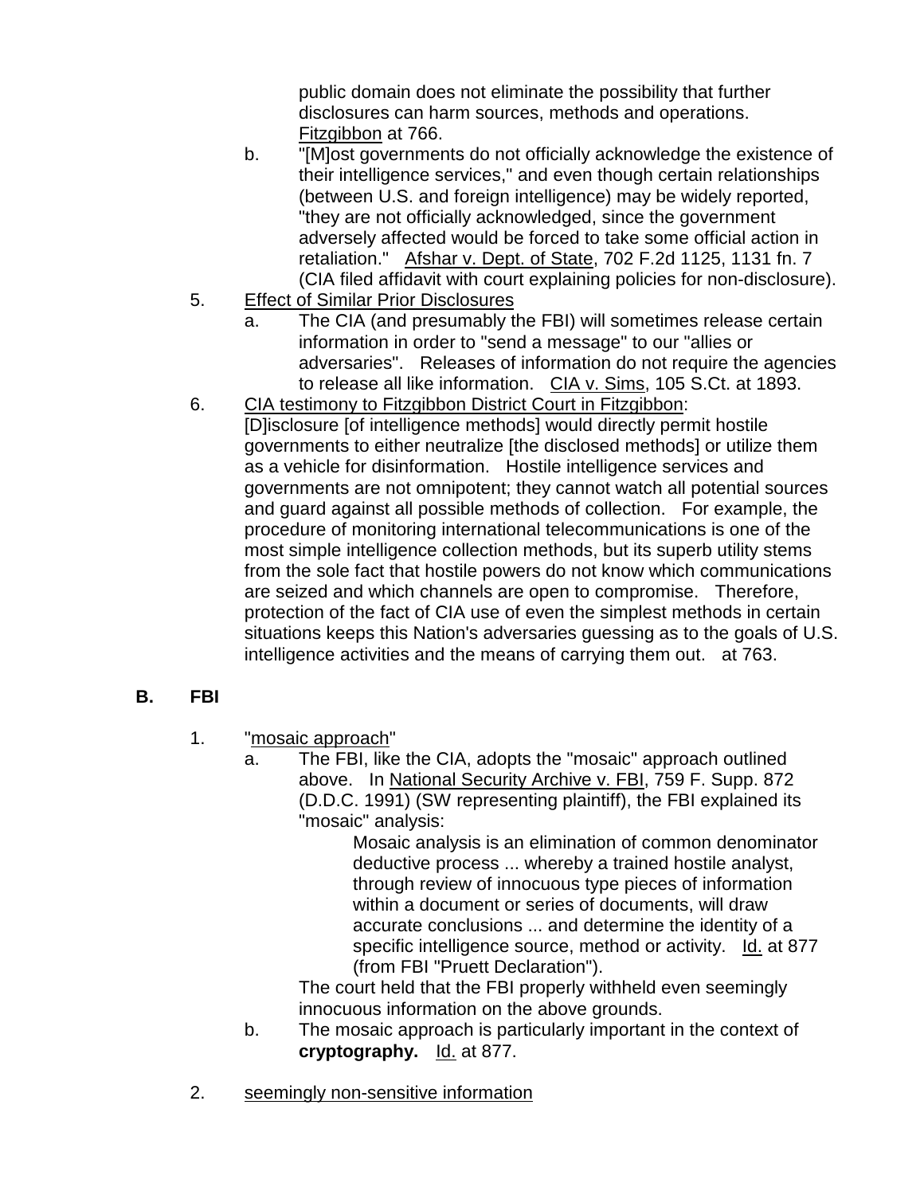public domain does not eliminate the possibility that further disclosures can harm sources, methods and operations. Fitzgibbon at 766.

   b. "[M]ost governments do not officially acknowledge the existence of their intelligence services," and even though certain relationships (between U.S. and foreign intelligence) may be widely reported, "they are not officially acknowledged, since the government adversely affected would be forced to take some official action in retaliation." Afshar v. Dept. of State, 702 F.2d 1125, 1131 fn. 7 (CIA filed affidavit with court explaining policies for non-disclosure).

5. Effect of Similar Prior Disclosures
   a. The CIA (and presumably the FBI) will sometimes release certain information in order to "send a message" to our "allies or adversaries". Releases of information do not require the agencies to release all like information. CIA v. Sims, 105 S.Ct. at 1893.

6. CIA testimony to Fitzgibbon District Court in Fitzgibbon:
   [D]isclosure [of intelligence methods] would directly permit hostile governments to either neutralize [the disclosed methods] or utilize them as a vehicle for disinformation. Hostile intelligence services and governments are not omnipotent; they cannot watch all potential sources and guard against all possible methods of collection. For example, the procedure of monitoring international telecommunications is one of the most simple intelligence collection methods, but its superb utility stems from the sole fact that hostile powers do not know which communications are seized and which channels are open to compromise. Therefore, protection of the fact of CIA use of even the simplest methods in certain situations keeps this Nation's adversaries guessing as to the goals of U.S. intelligence activities and the means of carrying them out. at 763.

## B. FBI

1. "mosaic approach"
   a. The FBI, like the CIA, adopts the "mosaic" approach outlined above. In National Security Archive v. FBI, 759 F. Supp. 872 (D.D.C. 1991) (SW representing plaintiff), the FBI explained its "mosaic" analysis:

      Mosaic analysis is an elimination of common denominator deductive process ... whereby a trained hostile analyst, through review of innocuous type pieces of information within a document or series of documents, will draw accurate conclusions ... and determine the identity of a specific intelligence source, method or activity. Id. at 877 (from FBI "Pruett Declaration").

      The court held that the FBI properly withheld even seemingly innocuous information on the above grounds.

   b. The mosaic approach is particularly important in the context of **cryptography.** Id. at 877.

2. seemingly non-sensitive information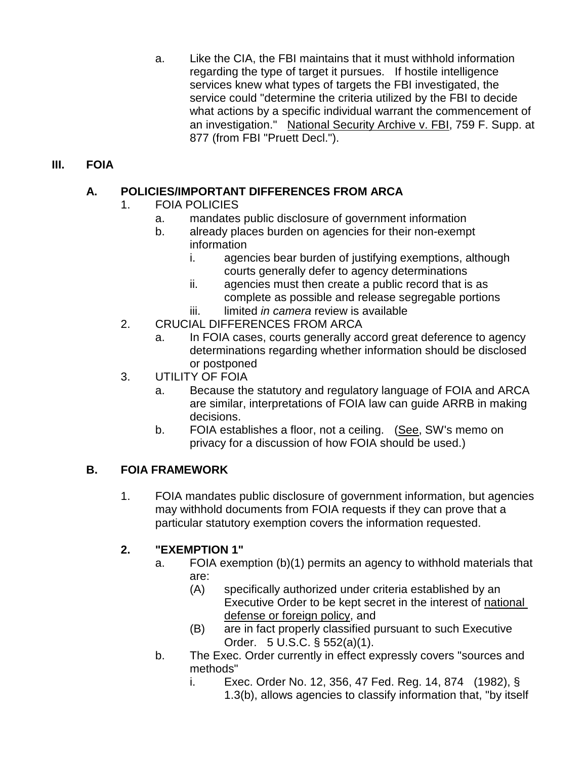a. Like the CIA, the FBI maintains that it must withhold information regarding the type of target it pursues. If hostile intelligence services knew what types of targets the FBI investigated, the service could "determine the criteria utilized by the FBI to decide what actions by a specific individual warrant the commencement of an investigation." National Security Archive v. FBI, 759 F. Supp. at 877 (from FBI "Pruett Decl.").

## III. FOIA

### A. POLICIES/IMPORTANT DIFFERENCES FROM ARCA

1. FOIA POLICIES
   a. mandates public disclosure of government information
   b. already places burden on agencies for their non-exempt information
      i. agencies bear burden of justifying exemptions, although courts generally defer to agency determinations
      ii. agencies must then create a public record that is as complete as possible and release segregable portions
      iii. limited *in camera* review is available
2. CRUCIAL DIFFERENCES FROM ARCA
   a. In FOIA cases, courts generally accord great deference to agency determinations regarding whether information should be disclosed or postponed
3. UTILITY OF FOIA
   a. Because the statutory and regulatory language of FOIA and ARCA are similar, interpretations of FOIA law can guide ARRB in making decisions.
   b. FOIA establishes a floor, not a ceiling. (See, SW's memo on privacy for a discussion of how FOIA should be used.)

### B. FOIA FRAMEWORK

1. FOIA mandates public disclosure of government information, but agencies may withhold documents from FOIA requests if they can prove that a particular statutory exemption covers the information requested.

2. **"EXEMPTION 1"**
   a. FOIA exemption (b)(1) permits an agency to withhold materials that are:
      (A) specifically authorized under criteria established by an Executive Order to be kept secret in the interest of national defense or foreign policy, and
      (B) are in fact properly classified pursuant to such Executive Order. 5 U.S.C. § 552(a)(1).
   b. The Exec. Order currently in effect expressly covers "sources and methods"
      i. Exec. Order No. 12, 356, 47 Fed. Reg. 14, 874 (1982), § 1.3(b), allows agencies to classify information that, "by itself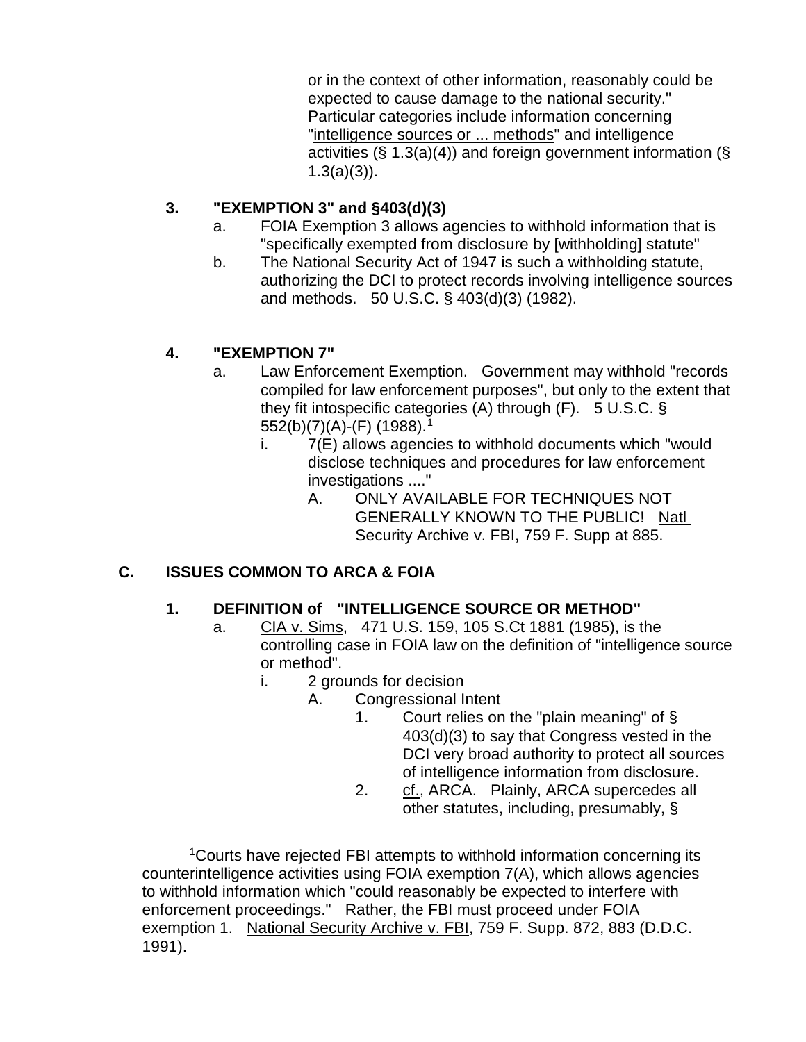or in the context of other information, reasonably could be expected to cause damage to the national security." Particular categories include information concerning "intelligence sources or ... methods" and intelligence activities (§ 1.3(a)(4)) and foreign government information (§ 1.3(a)(3)).

**3. "EXEMPTION 3" and §403(d)(3)**

a. FOIA Exemption 3 allows agencies to withhold information that is "specifically exempted from disclosure by [withholding] statute"

b. The National Security Act of 1947 is such a withholding statute, authorizing the DCI to protect records involving intelligence sources and methods. 50 U.S.C. § 403(d)(3) (1982).

**4. "EXEMPTION 7"**

a. Law Enforcement Exemption. Government may withhold "records compiled for law enforcement purposes", but only to the extent that they fit intospecific categories (A) through (F). 5 U.S.C. § 552(b)(7)(A)-(F) (1988).[1]

   i. 7(E) allows agencies to withhold documents which "would disclose techniques and procedures for law enforcement investigations ...."

      A. ONLY AVAILABLE FOR TECHNIQUES NOT GENERALLY KNOWN TO THE PUBLIC! Natl Security Archive v. FBI, 759 F. Supp at 885.

**C. ISSUES COMMON TO ARCA & FOIA**

**1. DEFINITION of "INTELLIGENCE SOURCE OR METHOD"**

a. CIA v. Sims, 471 U.S. 159, 105 S.Ct 1881 (1985), is the controlling case in FOIA law on the definition of "intelligence source or method".

   i. 2 grounds for decision

      A. Congressional Intent

         1. Court relies on the "plain meaning" of § 403(d)(3) to say that Congress vested in the DCI very broad authority to protect all sources of intelligence information from disclosure.

         2. cf., ARCA. Plainly, ARCA supercedes all other statutes, including, presumably, §

---

[1]Courts have rejected FBI attempts to withhold information concerning its counterintelligence activities using FOIA exemption 7(A), which allows agencies to withhold information which "could reasonably be expected to interfere with enforcement proceedings." Rather, the FBI must proceed under FOIA exemption 1. National Security Archive v. FBI, 759 F. Supp. 872, 883 (D.D.C. 1991).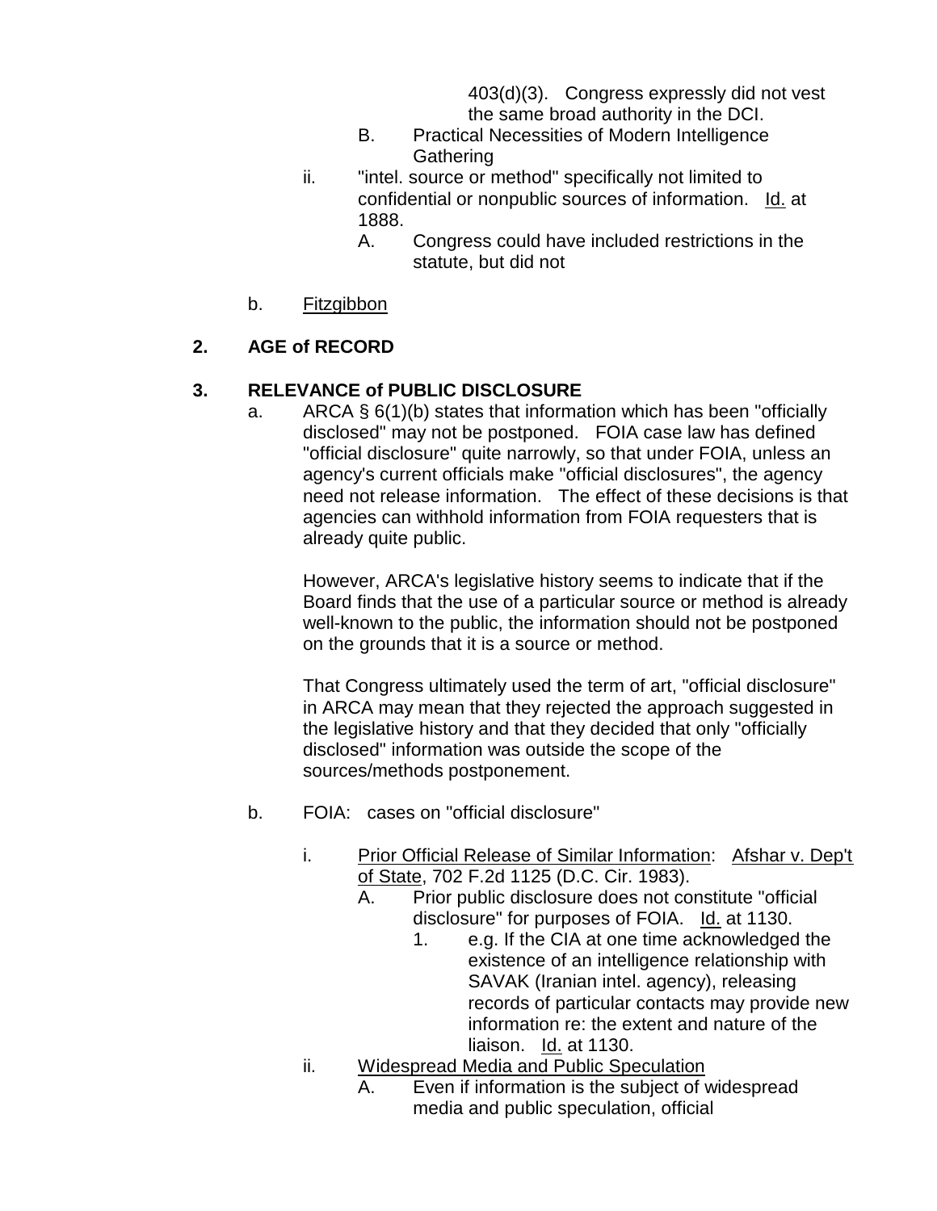403(d)(3). Congress expressly did not vest the same broad authority in the DCI.

B. Practical Necessities of Modern Intelligence Gathering

ii. "intel. source or method" specifically not limited to confidential or nonpublic sources of information. Id. at 1888.

A. Congress could have included restrictions in the statute, but did not

b. Fitzgibbon

**2. AGE of RECORD**

**3. RELEVANCE of PUBLIC DISCLOSURE**

a. ARCA § 6(1)(b) states that information which has been "officially disclosed" may not be postponed. FOIA case law has defined "official disclosure" quite narrowly, so that under FOIA, unless an agency's current officials make "official disclosures", the agency need not release information. The effect of these decisions is that agencies can withhold information from FOIA requesters that is already quite public.

However, ARCA's legislative history seems to indicate that if the Board finds that the use of a particular source or method is already well-known to the public, the information should not be postponed on the grounds that it is a source or method.

That Congress ultimately used the term of art, "official disclosure" in ARCA may mean that they rejected the approach suggested in the legislative history and that they decided that only "officially disclosed" information was outside the scope of the sources/methods postponement.

b. FOIA: cases on "official disclosure"

i. Prior Official Release of Similar Information: Afshar v. Dep't of State, 702 F.2d 1125 (D.C. Cir. 1983).

A. Prior public disclosure does not constitute "official disclosure" for purposes of FOIA. Id. at 1130.

1. e.g. If the CIA at one time acknowledged the existence of an intelligence relationship with SAVAK (Iranian intel. agency), releasing records of particular contacts may provide new information re: the extent and nature of the liaison. Id. at 1130.

ii. Widespread Media and Public Speculation

A. Even if information is the subject of widespread media and public speculation, official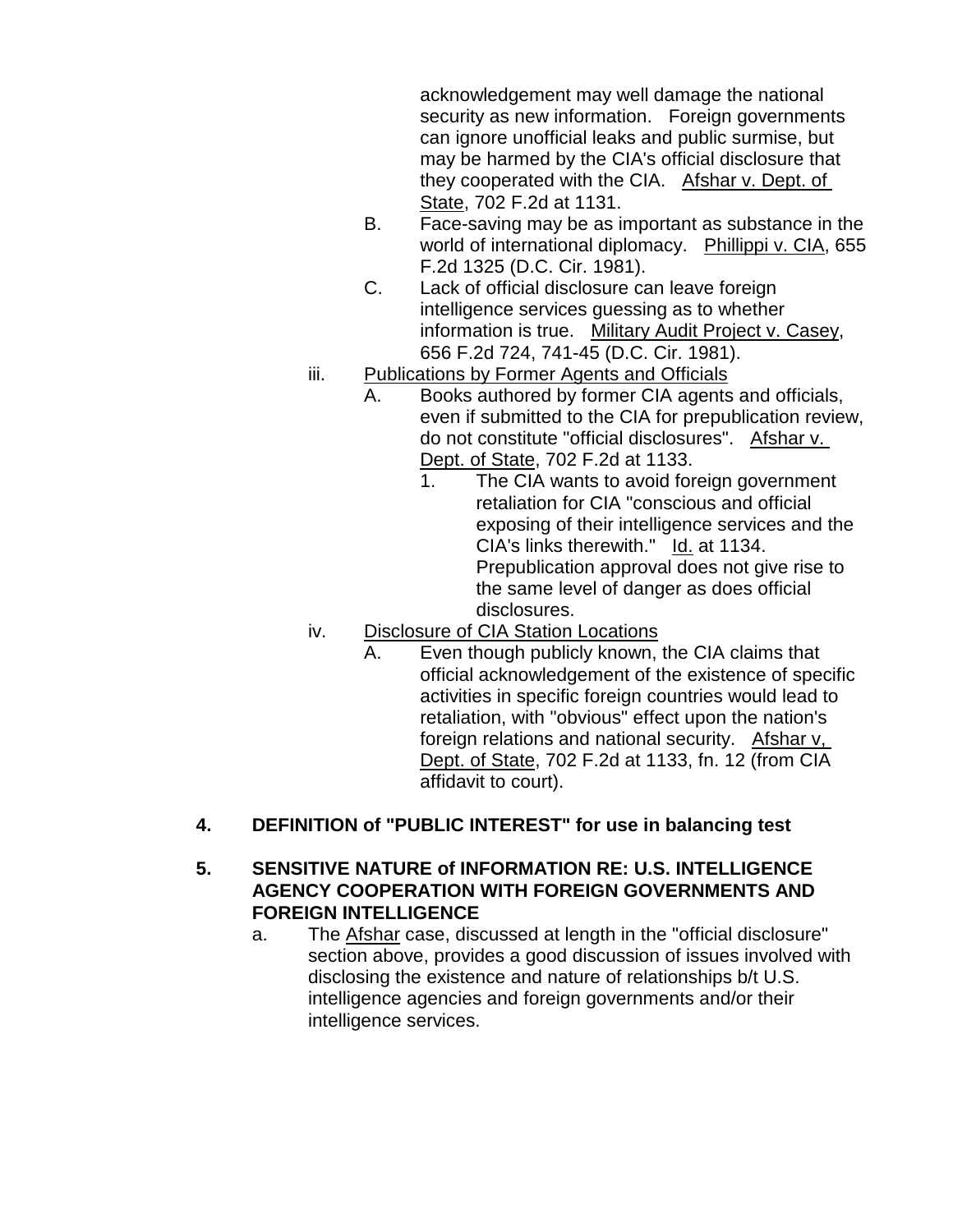acknowledgement may well damage the national security as new information. Foreign governments can ignore unofficial leaks and public surmise, but may be harmed by the CIA's official disclosure that they cooperated with the CIA. Afshar v. Dept. of State, 702 F.2d at 1131.

   B. Face-saving may be as important as substance in the world of international diplomacy. Phillippi v. CIA, 655 F.2d 1325 (D.C. Cir. 1981).

   C. Lack of official disclosure can leave foreign intelligence services guessing as to whether information is true. Military Audit Project v. Casey, 656 F.2d 724, 741-45 (D.C. Cir. 1981).

iii. Publications by Former Agents and Officials

   A. Books authored by former CIA agents and officials, even if submitted to the CIA for prepublication review, do not constitute "official disclosures". Afshar v. Dept. of State, 702 F.2d at 1133.

      1. The CIA wants to avoid foreign government retaliation for CIA "conscious and official exposing of their intelligence services and the CIA's links therewith." Id. at 1134. Prepublication approval does not give rise to the same level of danger as does official disclosures.

iv. Disclosure of CIA Station Locations

   A. Even though publicly known, the CIA claims that official acknowledgement of the existence of specific activities in specific foreign countries would lead to retaliation, with "obvious" effect upon the nation's foreign relations and national security. Afshar v, Dept. of State, 702 F.2d at 1133, fn. 12 (from CIA affidavit to court).

**4. DEFINITION of "PUBLIC INTEREST" for use in balancing test**

**5. SENSITIVE NATURE of INFORMATION RE: U.S. INTELLIGENCE AGENCY COOPERATION WITH FOREIGN GOVERNMENTS AND FOREIGN INTELLIGENCE**

a. The Afshar case, discussed at length in the "official disclosure" section above, provides a good discussion of issues involved with disclosing the existence and nature of relationships b/t U.S. intelligence agencies and foreign governments and/or their intelligence services.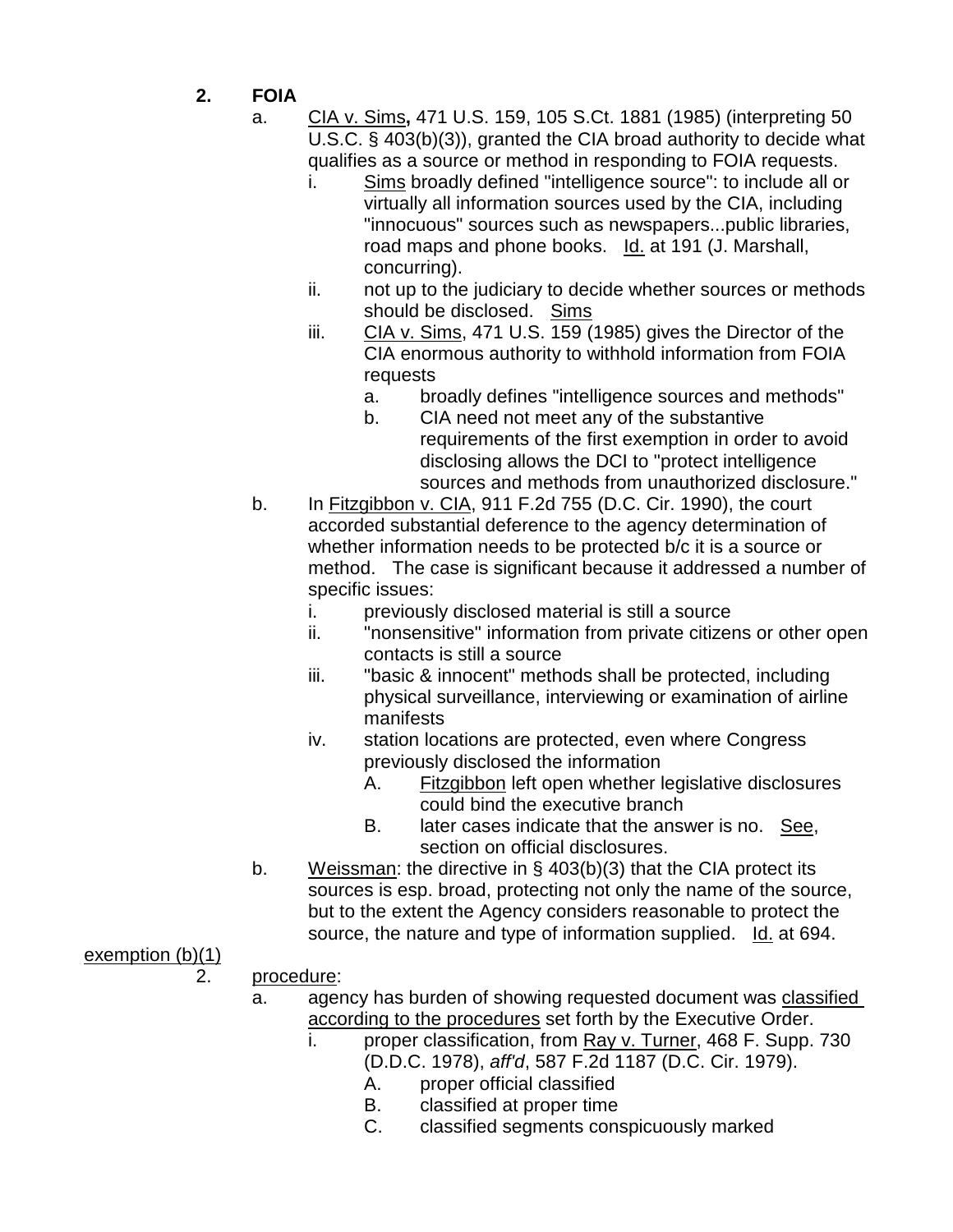2. **FOIA**
   a. <u>CIA v. Sims</u>**,** 471 U.S. 159, 105 S.Ct. 1881 (1985) (interpreting 50 U.S.C. § 403(b)(3)), granted the CIA broad authority to decide what qualifies as a source or method in responding to FOIA requests.
      i. <u>Sims</u> broadly defined "intelligence source": to include all or virtually all information sources used by the CIA, including "innocuous" sources such as newspapers...public libraries, road maps and phone books. <u>Id.</u> at 191 (J. Marshall, concurring).
      ii. not up to the judiciary to decide whether sources or methods should be disclosed. <u>Sims</u>
      iii. <u>CIA v. Sims</u>, 471 U.S. 159 (1985) gives the Director of the CIA enormous authority to withhold information from FOIA requests
         a. broadly defines "intelligence sources and methods"
         b. CIA need not meet any of the substantive requirements of the first exemption in order to avoid disclosing allows the DCI to "protect intelligence sources and methods from unauthorized disclosure."
   b. In <u>Fitzgibbon v. CIA</u>, 911 F.2d 755 (D.C. Cir. 1990), the court accorded substantial deference to the agency determination of whether information needs to be protected b/c it is a source or method. The case is significant because it addressed a number of specific issues:
      i. previously disclosed material is still a source
      ii. "nonsensitive" information from private citizens or other open contacts is still a source
      iii. "basic & innocent" methods shall be protected, including physical surveillance, interviewing or examination of airline manifests
      iv. station locations are protected, even where Congress previously disclosed the information
         A. <u>Fitzgibbon</u> left open whether legislative disclosures could bind the executive branch
         B. later cases indicate that the answer is no. <u>See</u>, section on official disclosures.
   b. <u>Weissman</u>: the directive in § 403(b)(3) that the CIA protect its sources is esp. broad, protecting not only the name of the source, but to the extent the Agency considers reasonable to protect the source, the nature and type of information supplied. <u>Id.</u> at 694.

<u>exemption (b)(1)</u>

2. <u>procedure</u>:
   a. agency has burden of showing requested document was <u>classified according to the procedures</u> set forth by the Executive Order.
      i. proper classification, from <u>Ray v. Turner</u>, 468 F. Supp. 730 (D.D.C. 1978), *aff'd*, 587 F.2d 1187 (D.C. Cir. 1979).
         A. proper official classified
         B. classified at proper time
         C. classified segments conspicuously marked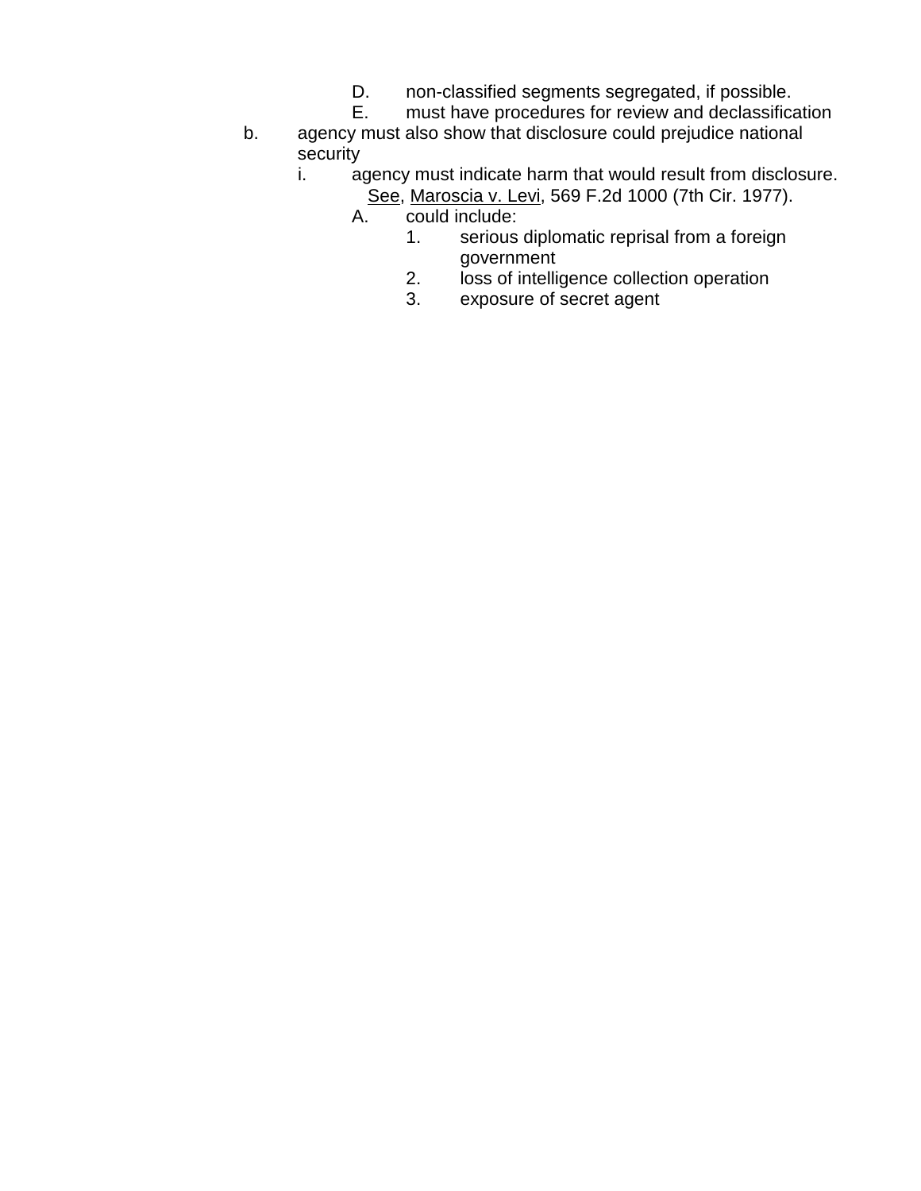- D. non-classified segments segregated, if possible.
- E. must have procedures for review and declassification

b. agency must also show that disclosure could prejudice national security

- i. agency must indicate harm that would result from disclosure. See, Maroscia v. Levi, 569 F.2d 1000 (7th Cir. 1977).
  - A. could include:
    1. serious diplomatic reprisal from a foreign government
    2. loss of intelligence collection operation
    3. exposure of secret agent